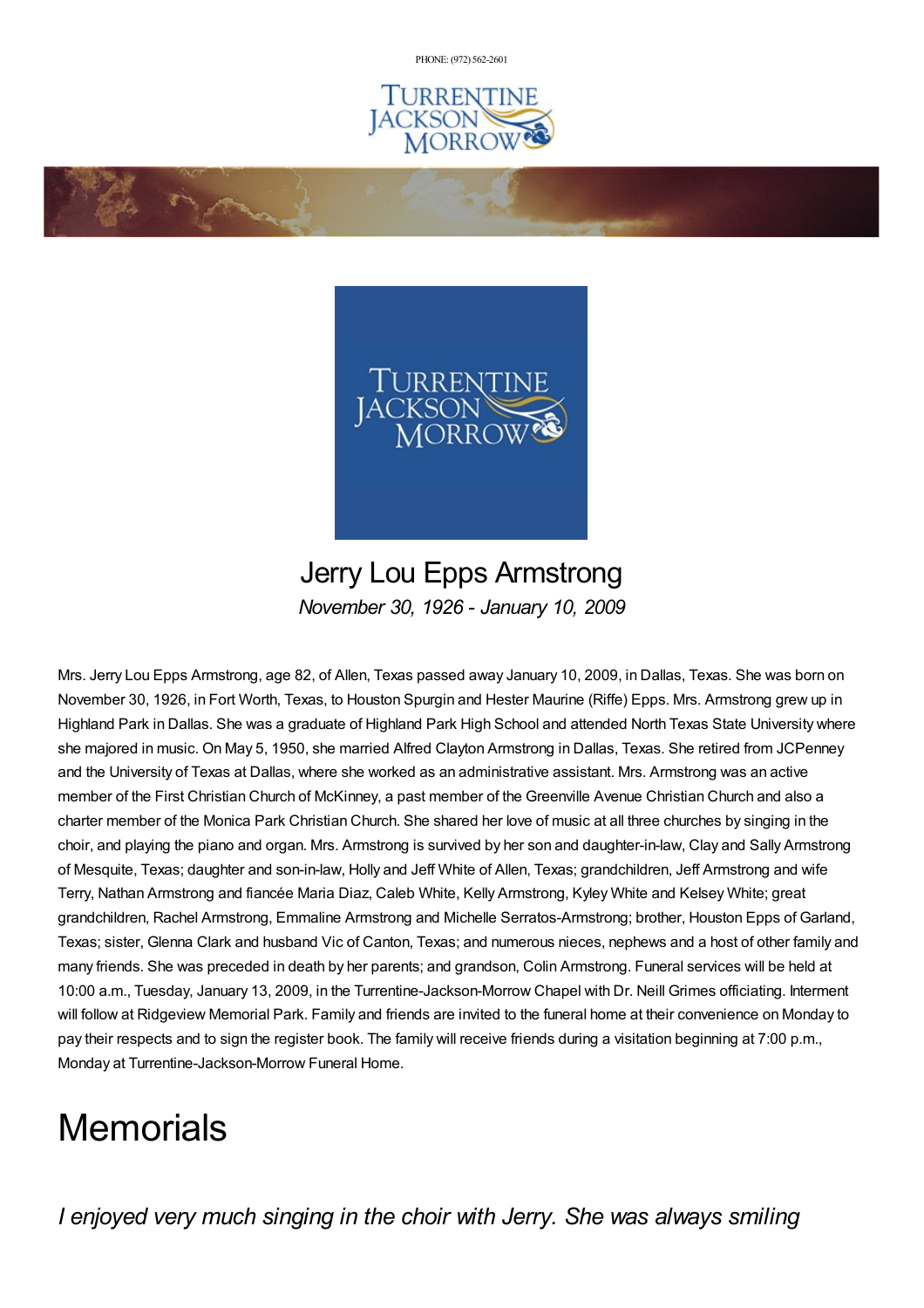PHONE: (972) 562-2601

# Jerry Lou Epps Armstrong

*November 30, 1926 - January 10, 2009*

Mrs. Jerry Lou Epps Armstrong, age 82, of Allen, Texas passed away January 10, 2009, in Dallas, Texas. She was born on November 30, 1926, in Fort Worth, Texas, to Houston Spurgin and Hester Maurine (Riffe) Epps. Mrs. Armstrong grew up in Highland Park in Dallas. She was a graduate of Highland Park High School and attended North Texas State University where she majored in music. On May 5, 1950, she married Alfred Clayton Armstrong in Dallas, Texas. She retired from JCPenney and the University of Texas at Dallas, where she worked as an administrative assistant. Mrs. Armstrong was an active member of the First Christian Church of McKinney, a past member of the Greenville Avenue Christian Church and also a charter member of the Monica Park Christian Church. She shared her love of music at all three churches by singing in the choir, and playing the piano and organ. Mrs. Armstrong is survived by her son and daughter-in-law, Clay and Sally Armstrong of Mesquite, Texas; daughter and son-in-law, Holly and Jeff White of Allen, Texas; grandchildren, Jeff Armstrong and wife Terry, Nathan Armstrong and fiancée Maria Diaz, Caleb White, Kelly Armstrong, Kyley White and Kelsey White; great grandchildren, Rachel Armstrong, Emmaline Armstrong and Michelle Serratos-Armstrong; brother, Houston Epps of Garland, Texas; sister, Glenna Clark and husband Vic of Canton, Texas; and numerous nieces, nephews and a host of other family and many friends. She was preceded in death by her parents; and grandson, Colin Armstrong. Funeral services will be held at 10:00 a.m., Tuesday, January 13, 2009, in the Turrentine-Jackson-Morrow Chapel with Dr. Neill Grimes officiating. Interment will follow at Ridgeview Memorial Park. Family and friends are invited to the funeral home at their convenience on Monday to pay their respects and to sign the register book. The family will receive friends during a visitation beginning at 7:00 p.m., Monday at Turrentine-Jackson-Morrow Funeral Home.

# Memorials

*I enjoyed very much singing in the choir with Jerry. She was always smiling*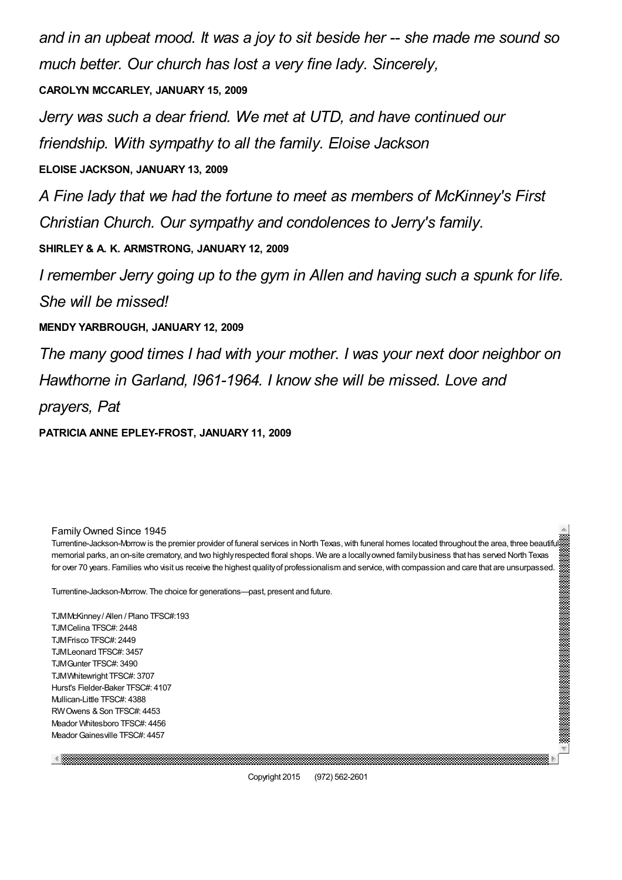*and in an upbeat mood. It was a joy to sit beside her -- she made me sound so much better. Our church has lost a very fine lady. Sincerely,*

**CAROLYN MCCARLEY, JANUARY 15, 2009**

*Jerry was such a dear friend. We met at UTD, and have continued our friendship. With sympathy to all the family. Eloise Jackson*

**ELOISE JACKSON, JANUARY 13, 2009**

*A Fine lady that we had the fortune to meet as members of McKinney's First Christian Church. Our sympathy and condolences to Jerry's family.*

**SHIRLEY & A. K. ARMSTRONG, JANUARY 12, 2009**

*I remember Jerry going up to the gym in Allen and having such a spunk for life. She will be missed!*

**MENDY YARBROUGH, JANUARY 12, 2009**

*The many good times I had with your mother. I was your next door neighbor on Hawthorne in Garland, l961-1964. I know she will be missed. Love and prayers, Pat*

**PATRICIA ANNE EPLEY-FROST, JANUARY 11, 2009**

Family Owned Since 1945

Turrentine-Jackson-Morrow is the premier provider of funeral services in North Texas, with funeral homes located throughout the area, three beautiful memorial parks, an on-site crematory, and two highly respected floral shops. We are a locally owned family business that has served North Texas for over 70 years. Families who visit us receive the highest quality of professionalism and service, with compassion and care that are unsurpassed.

Turrentine-Jackson-Morrow. The choice for generations—past, present and future.

TJM McKinney / Allen / Plano TFSC#:193
TJM Celina TFSC#: 2448
TJM Frisco TFSC#: 2449
TJM Leonard TFSC#: 3457
TJM Gunter TFSC#: 3490
TJM Whitewright TFSC#: 3707
Hurst's Fielder-Baker TFSC#: 4107
Mullican-Little TFSC#: 4388
RW Owens & Son TFSC#: 4453
Meador Whitesboro TFSC#: 4456
Meador Gainesville TFSC#: 4457

Copyright 2015 (972) 562-2601